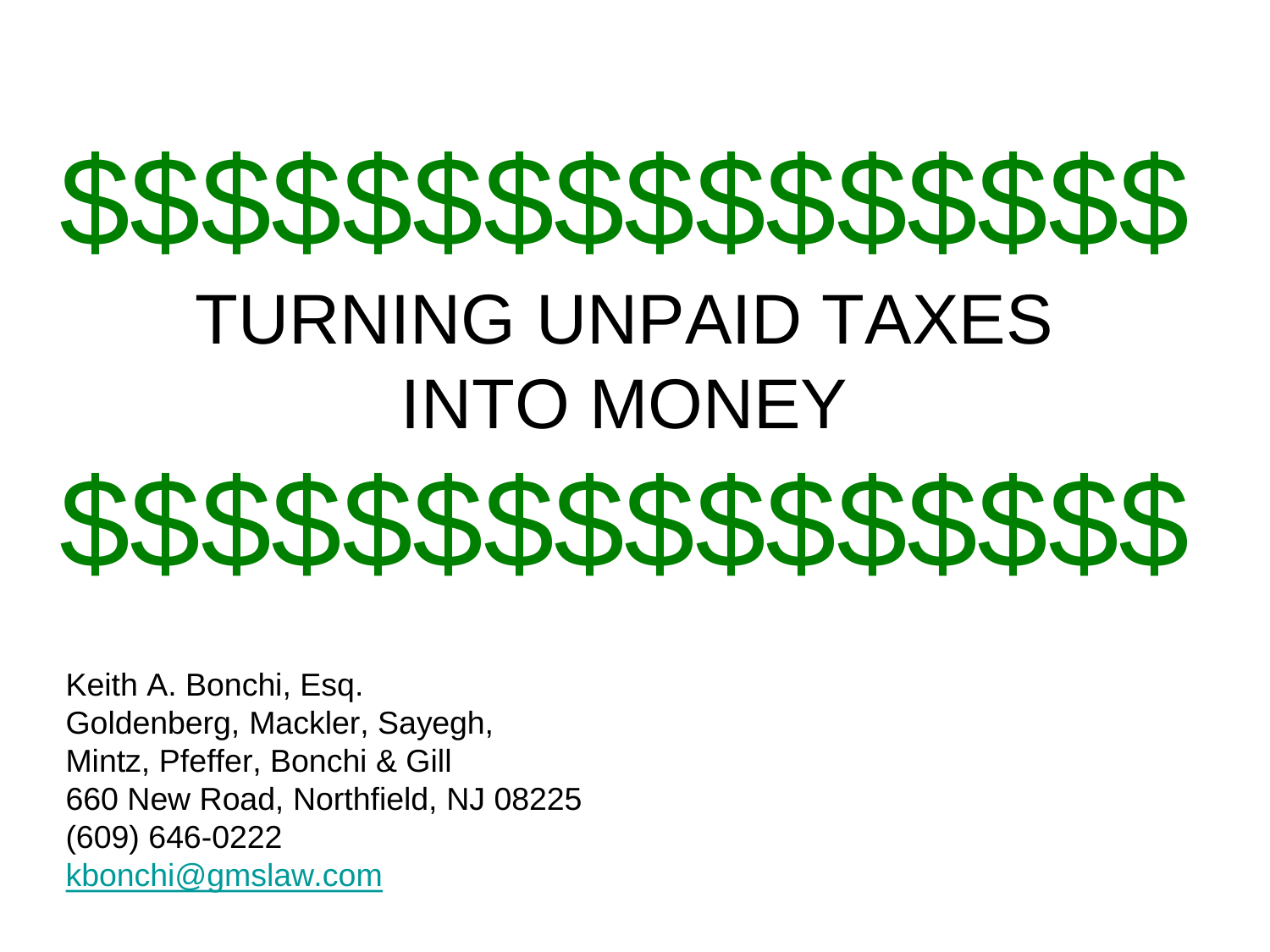$$$$$$$$$$$$$$$$

# TURNING UNPAID TAXES INTO MONEY

$$$$$$$$$$$$$$$$

Keith A. Bonchi, Esq.
Goldenberg, Mackler, Sayegh,
Mintz, Pfeffer, Bonchi & Gill
660 New Road, Northfield, NJ 08225
(609) 646-0222
kbonchi@gmslaw.com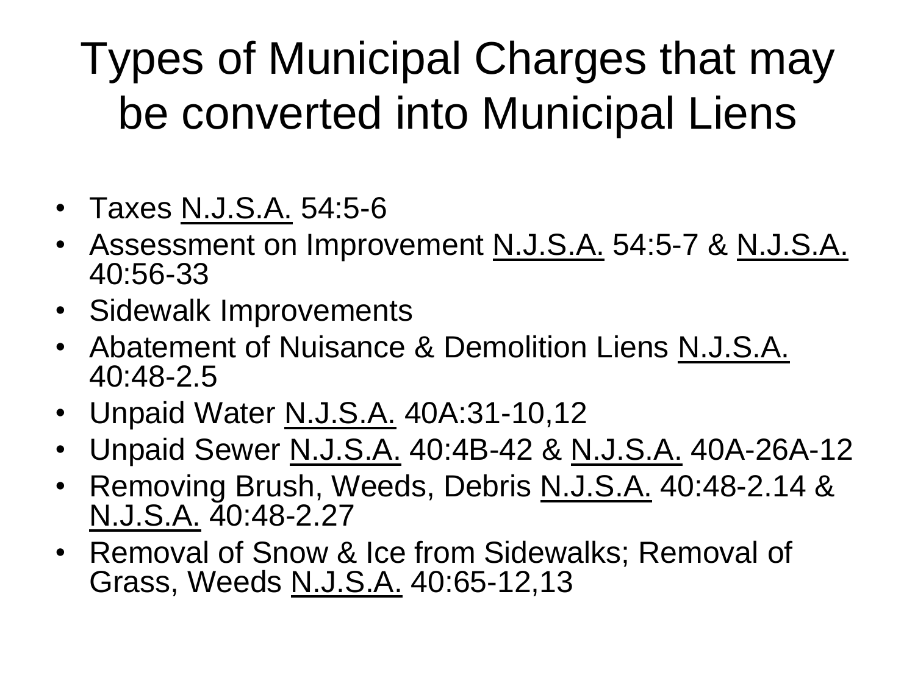# Types of Municipal Charges that may be converted into Municipal Liens

- Taxes N.J.S.A. 54:5-6
- Assessment on Improvement N.J.S.A. 54:5-7 & N.J.S.A. 40:56-33
- Sidewalk Improvements
- Abatement of Nuisance & Demolition Liens N.J.S.A. 40:48-2.5
- Unpaid Water N.J.S.A. 40A:31-10,12
- Unpaid Sewer N.J.S.A. 40:4B-42 & N.J.S.A. 40A-26A-12
- Removing Brush, Weeds, Debris N.J.S.A. 40:48-2.14 & N.J.S.A. 40:48-2.27
- Removal of Snow & Ice from Sidewalks; Removal of Grass, Weeds N.J.S.A. 40:65-12,13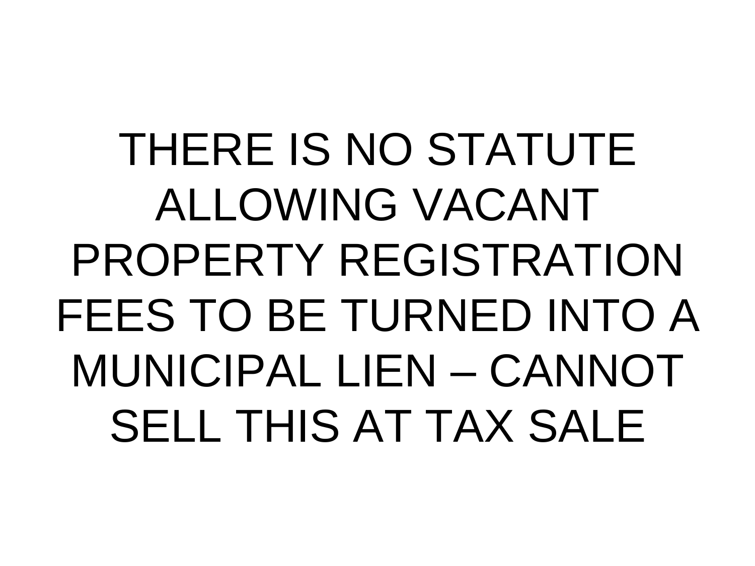THERE IS NO STATUTE ALLOWING VACANT PROPERTY REGISTRATION FEES TO BE TURNED INTO A MUNICIPAL LIEN – CANNOT SELL THIS AT TAX SALE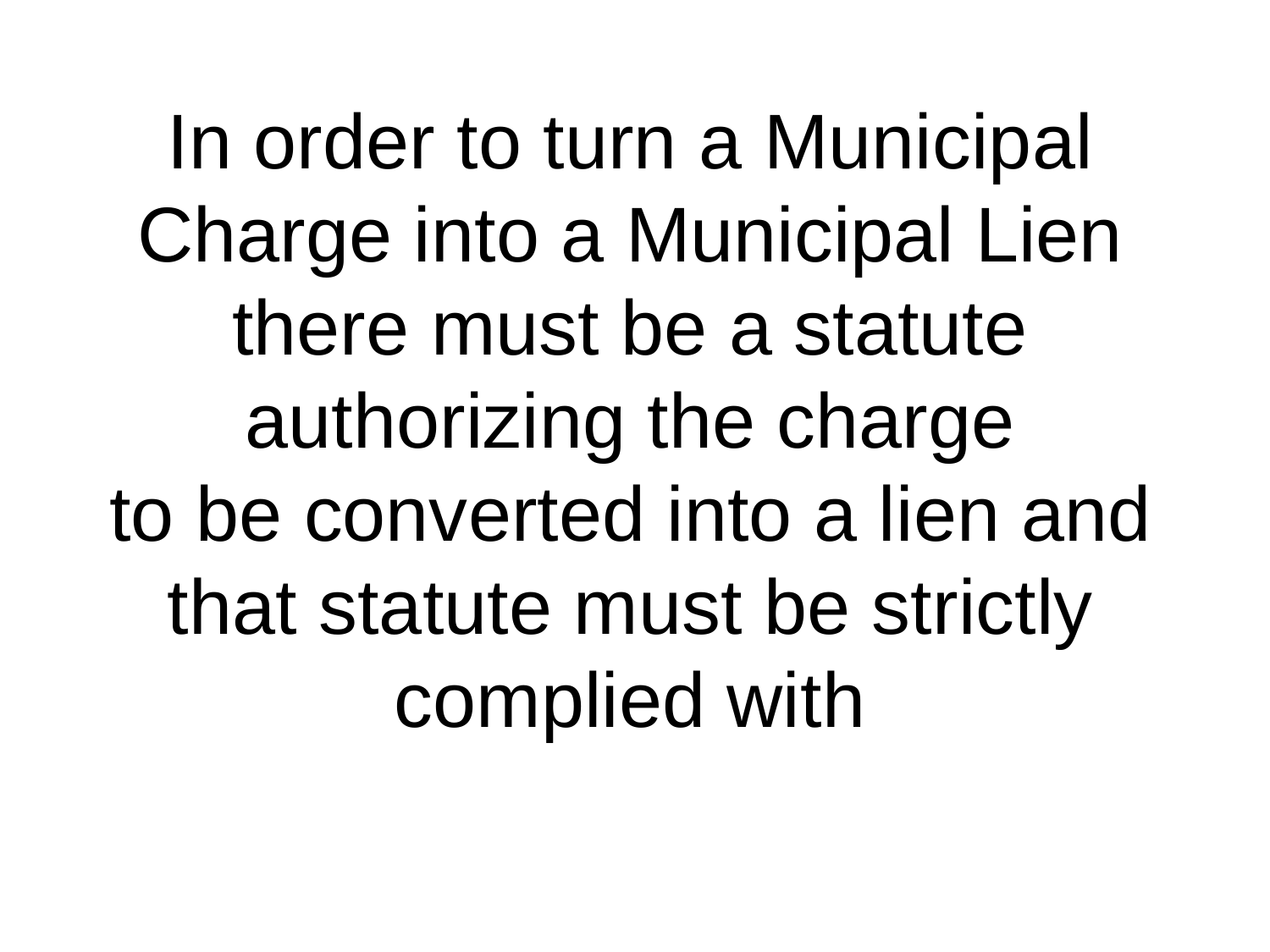In order to turn a Municipal Charge into a Municipal Lien there must be a statute authorizing the charge to be converted into a lien and that statute must be strictly complied with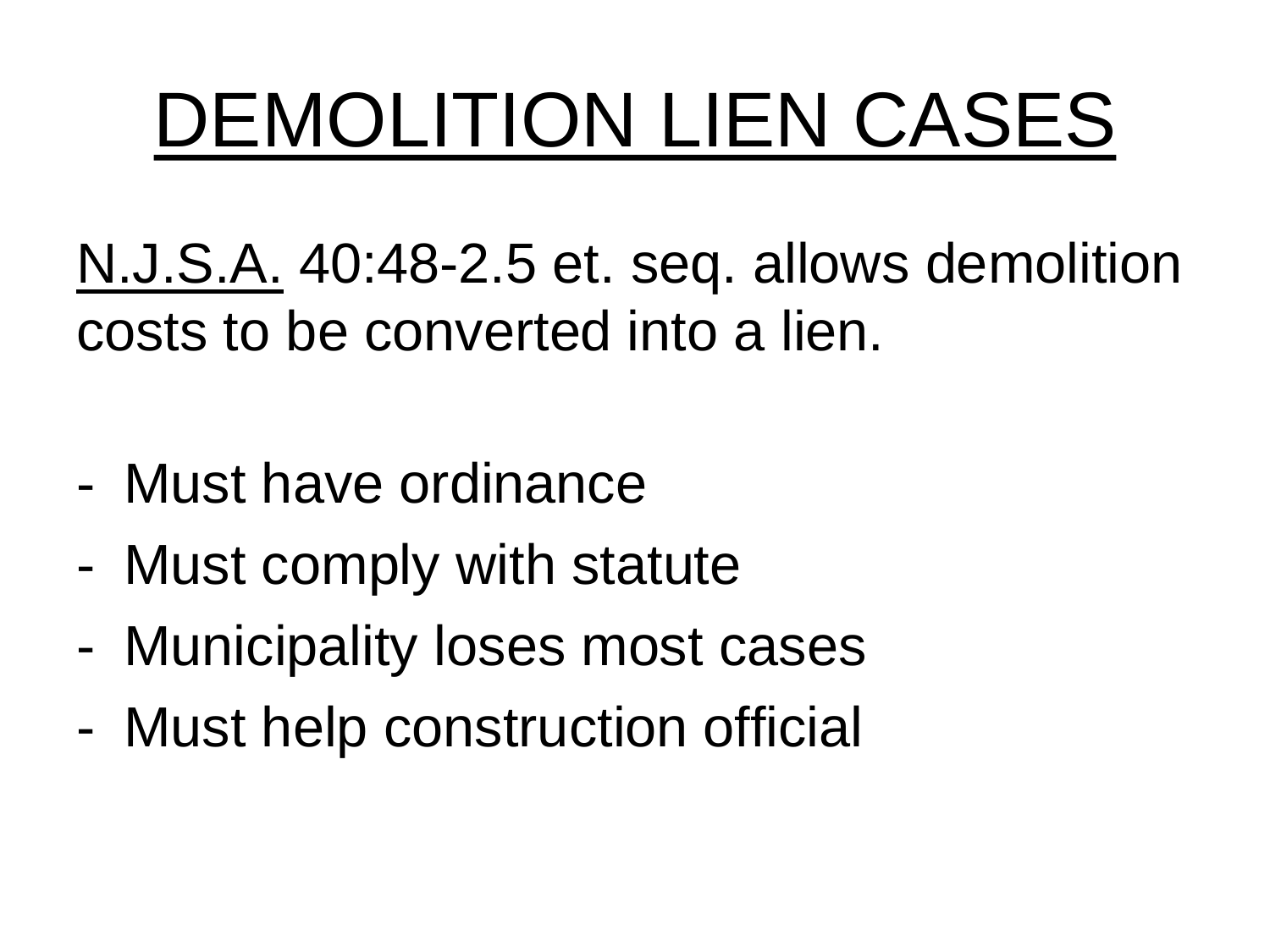# DEMOLITION LIEN CASES

N.J.S.A. 40:48-2.5 et. seq. allows demolition costs to be converted into a lien.

- Must have ordinance
- Must comply with statute
- Municipality loses most cases
- Must help construction official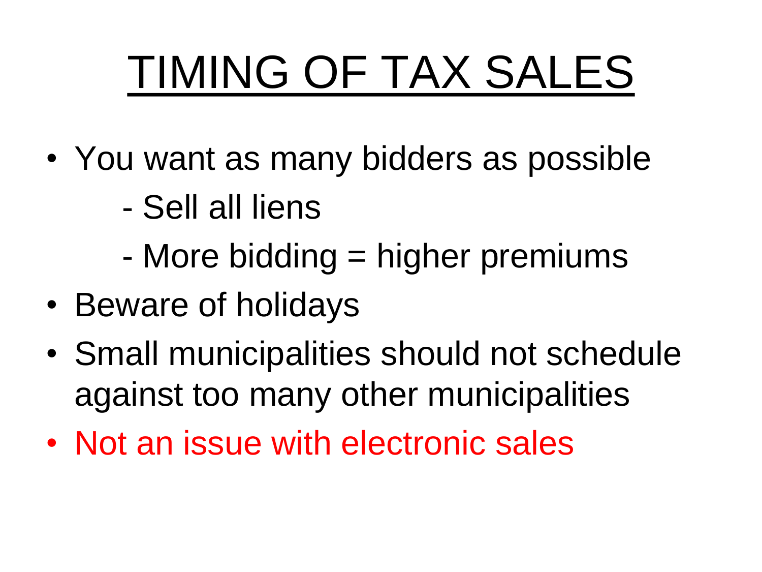# TIMING OF TAX SALES

- You want as many bidders as possible
  - Sell all liens
  - More bidding = higher premiums
- Beware of holidays
- Small municipalities should not schedule against too many other municipalities
- Not an issue with electronic sales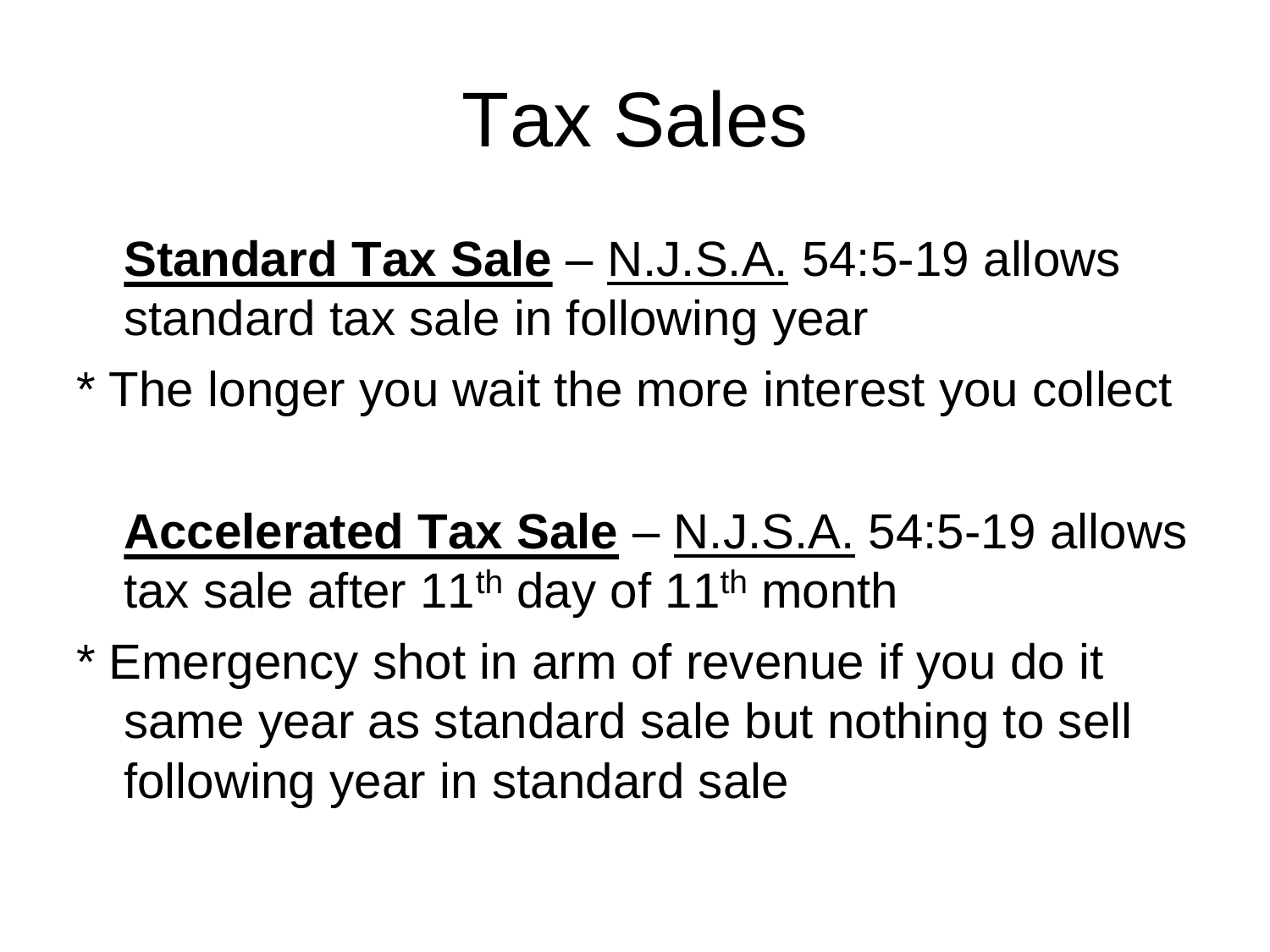# Tax Sales

**Standard Tax Sale** – N.J.S.A. 54:5-19 allows standard tax sale in following year

* The longer you wait the more interest you collect

**Accelerated Tax Sale** – N.J.S.A. 54:5-19 allows tax sale after 11$^{th}$ day of 11$^{th}$ month

* Emergency shot in arm of revenue if you do it same year as standard sale but nothing to sell following year in standard sale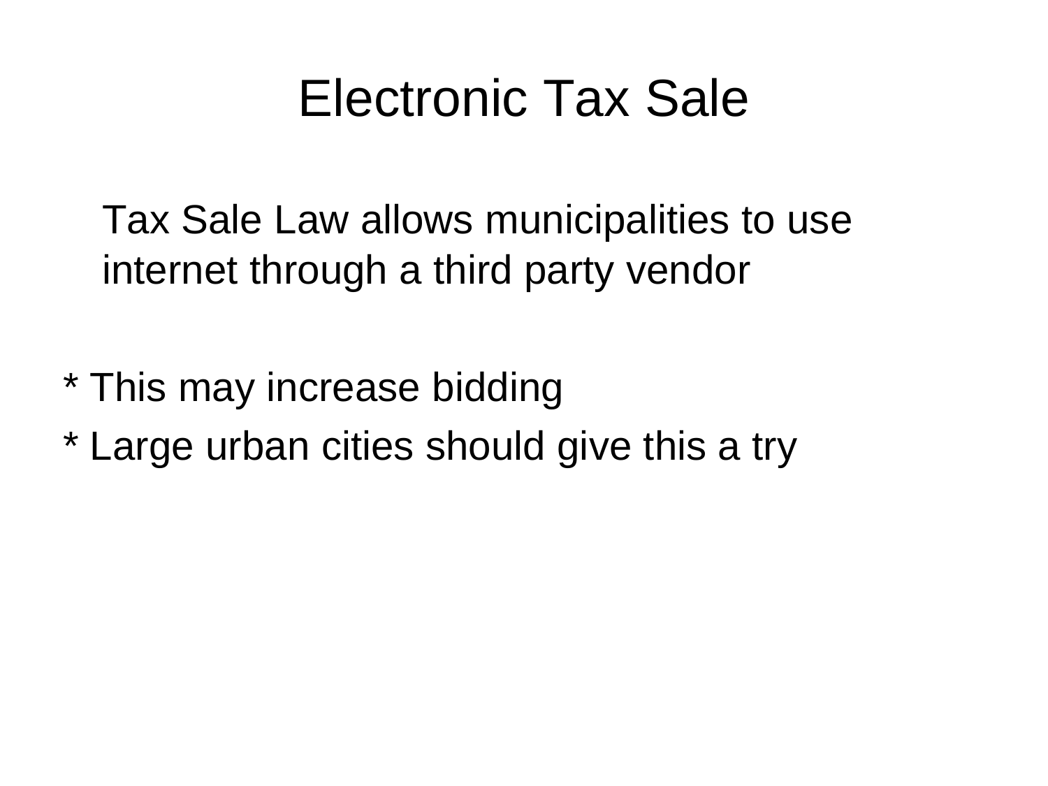# Electronic Tax Sale

Tax Sale Law allows municipalities to use internet through a third party vendor

* This may increase bidding
* Large urban cities should give this a try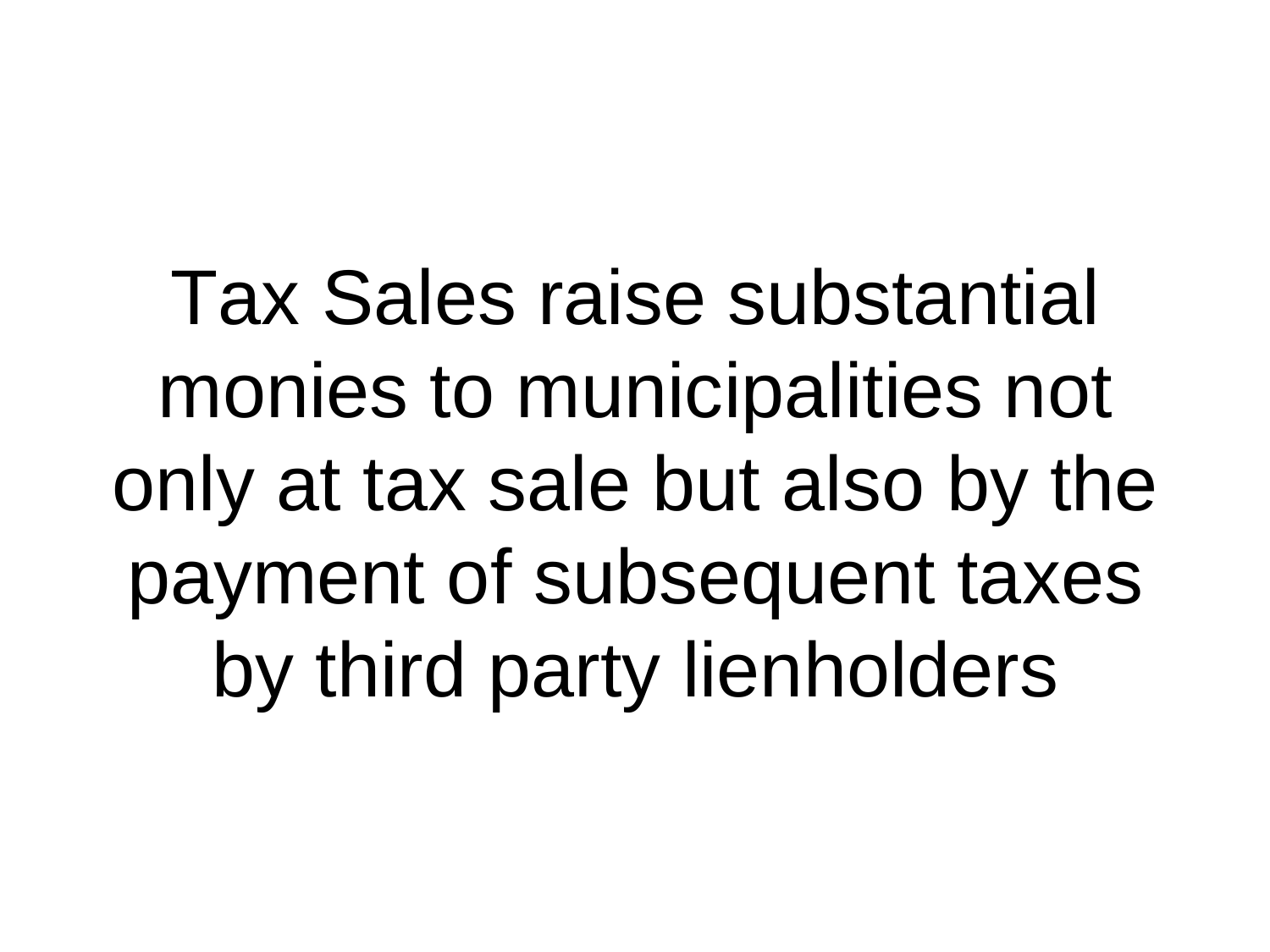Tax Sales raise substantial monies to municipalities not only at tax sale but also by the payment of subsequent taxes by third party lienholders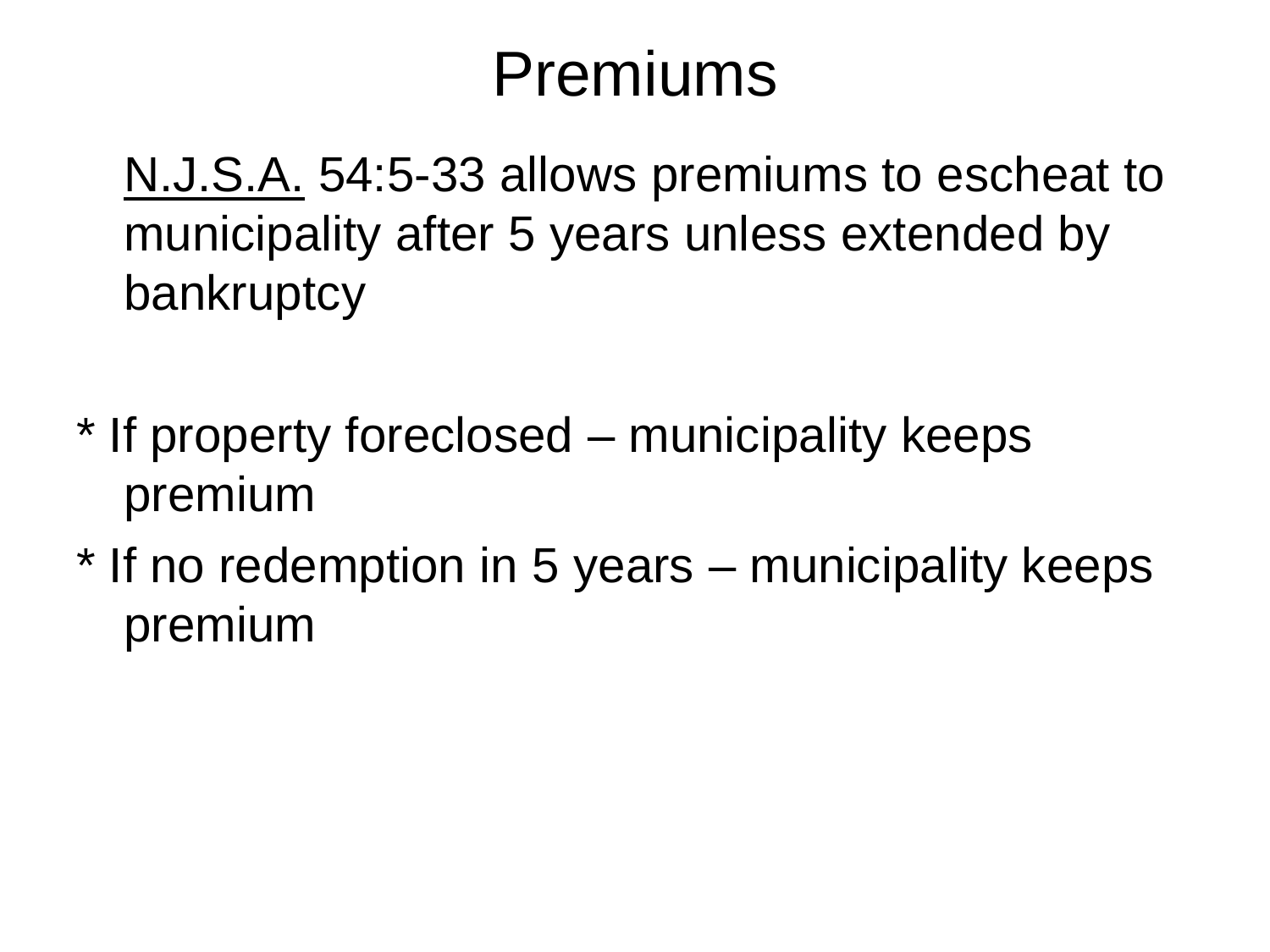# Premiums

N.J.S.A. 54:5-33 allows premiums to escheat to municipality after 5 years unless extended by bankruptcy

* If property foreclosed – municipality keeps premium
* If no redemption in 5 years – municipality keeps premium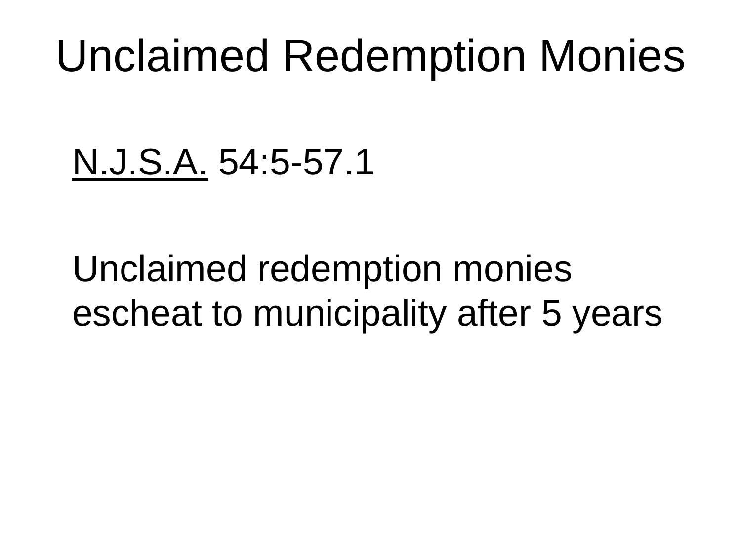# Unclaimed Redemption Monies

N.J.S.A. 54:5-57.1

Unclaimed redemption monies escheat to municipality after 5 years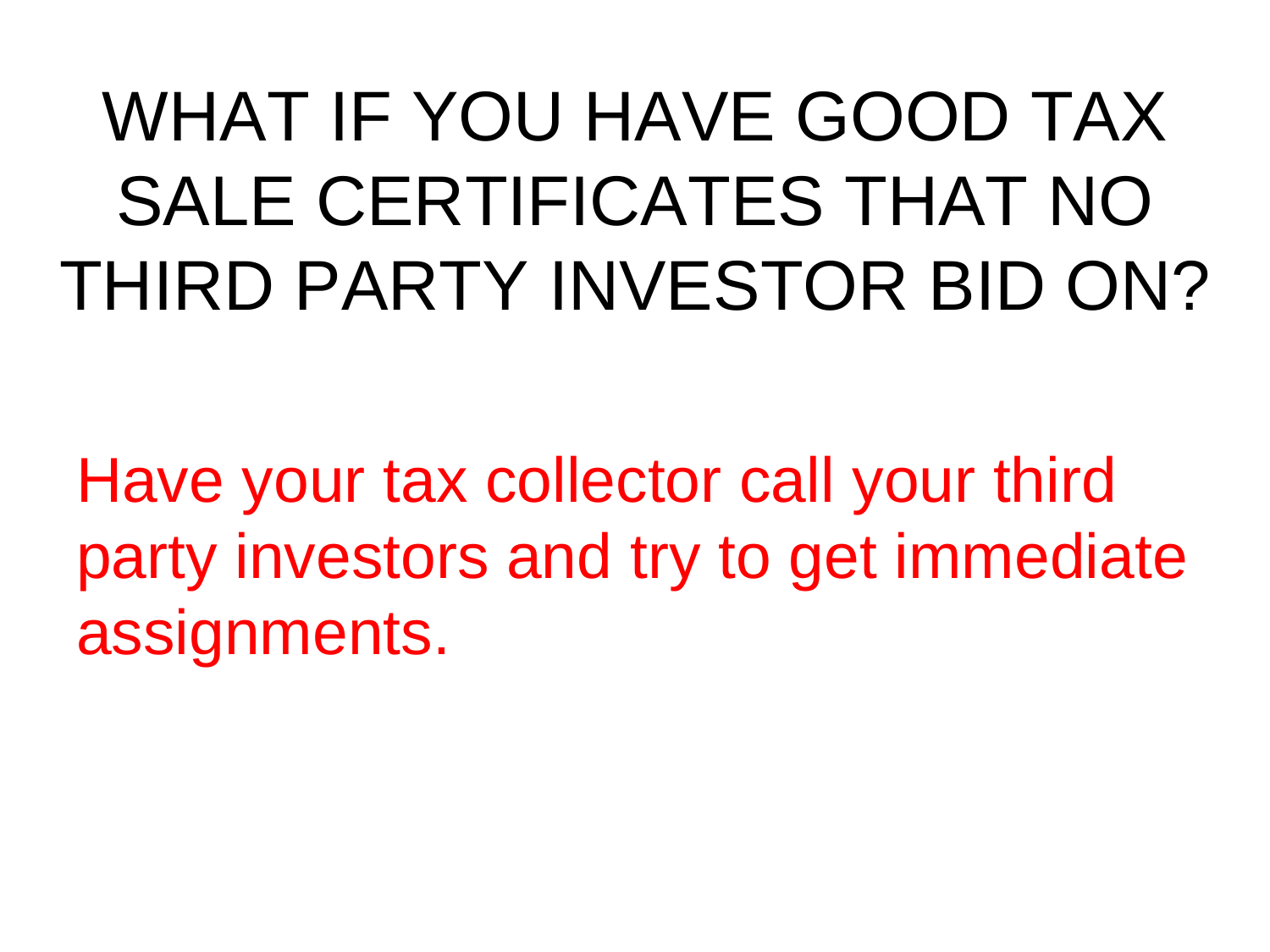# WHAT IF YOU HAVE GOOD TAX SALE CERTIFICATES THAT NO THIRD PARTY INVESTOR BID ON?

Have your tax collector call your third party investors and try to get immediate assignments.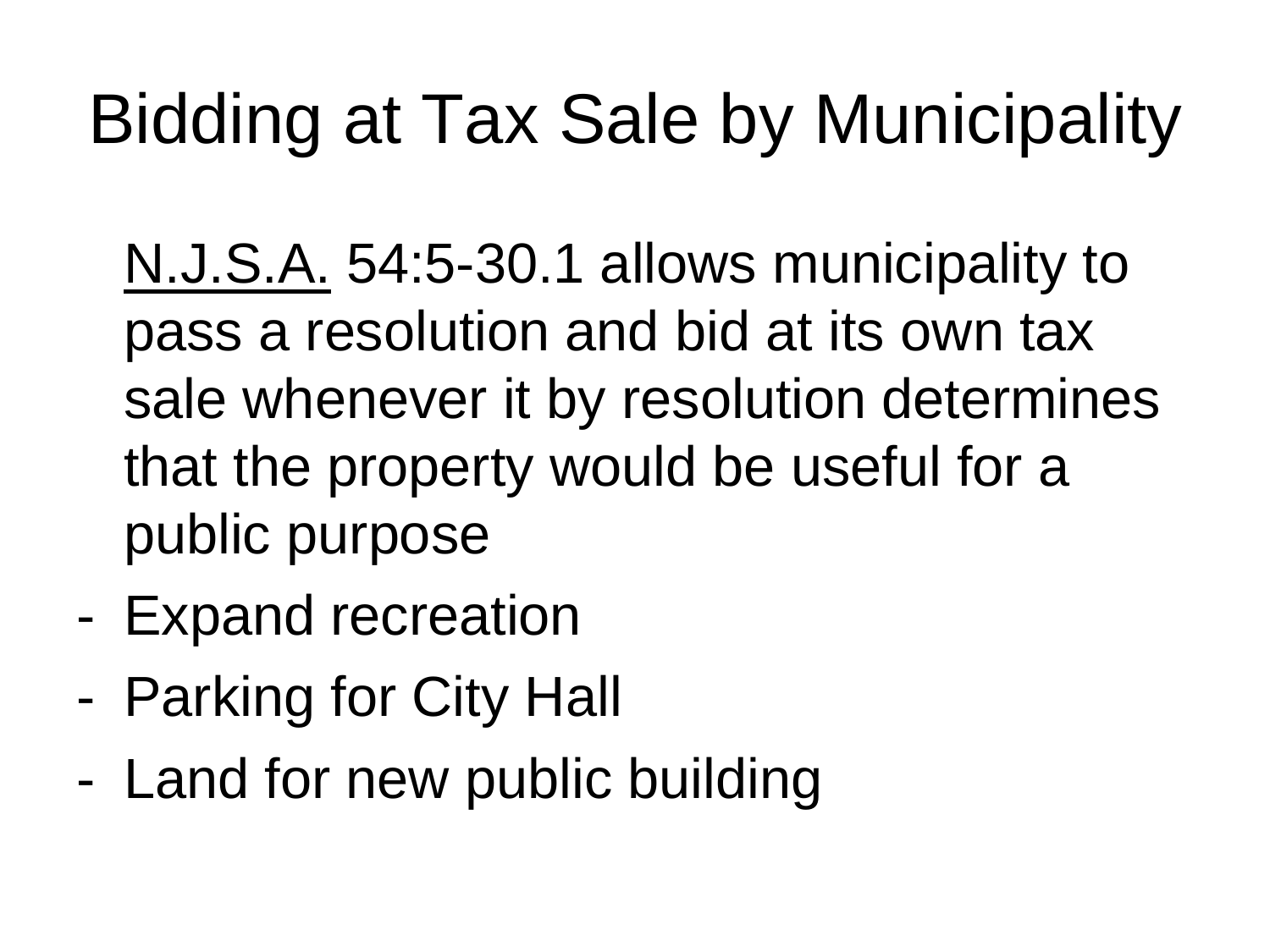# Bidding at Tax Sale by Municipality

<u>N.J.S.A.</u> 54:5-30.1 allows municipality to pass a resolution and bid at its own tax sale whenever it by resolution determines that the property would be useful for a public purpose

- Expand recreation
- Parking for City Hall
- Land for new public building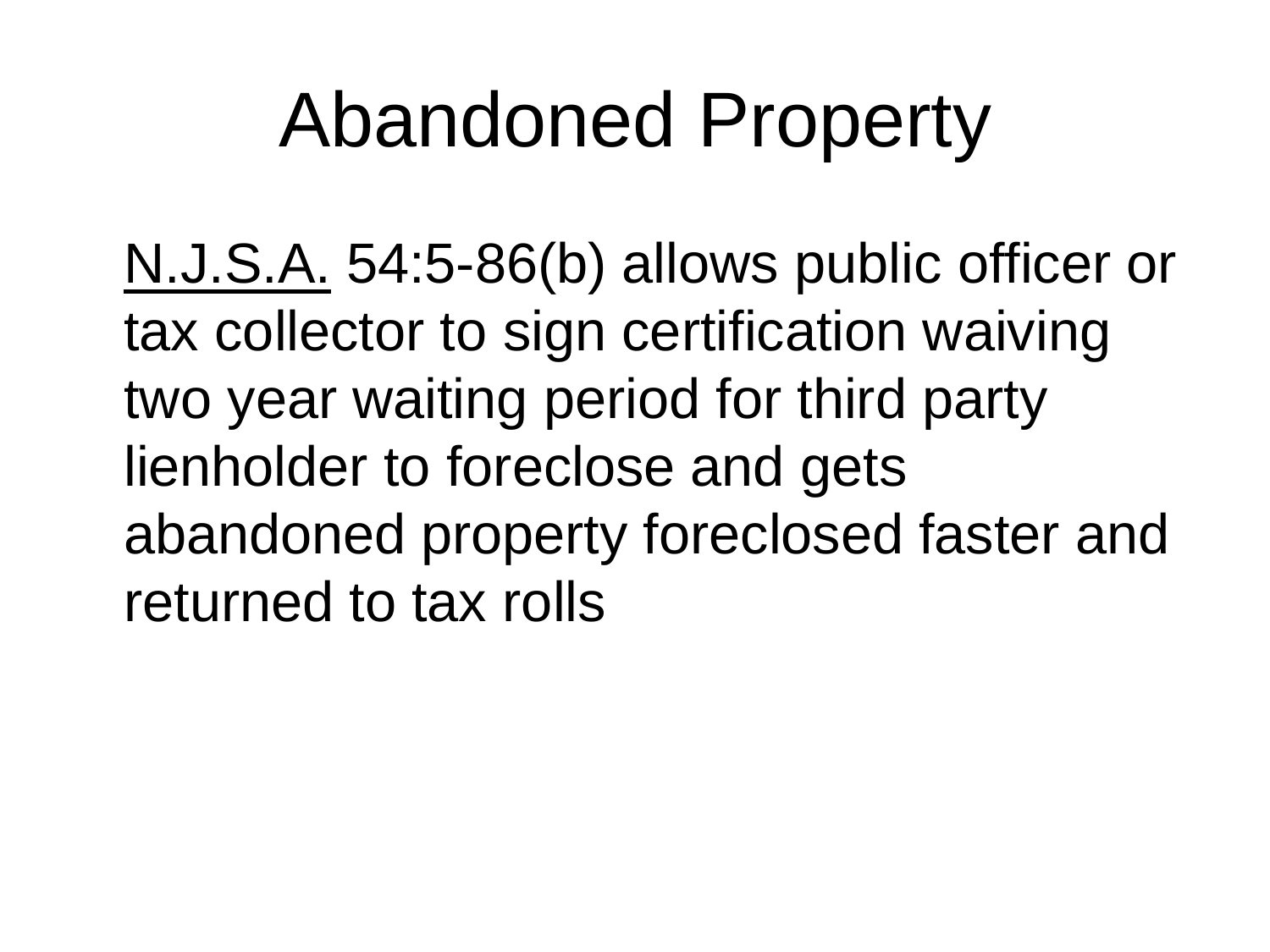# Abandoned Property

N.J.S.A. 54:5-86(b) allows public officer or tax collector to sign certification waiving two year waiting period for third party lienholder to foreclose and gets abandoned property foreclosed faster and returned to tax rolls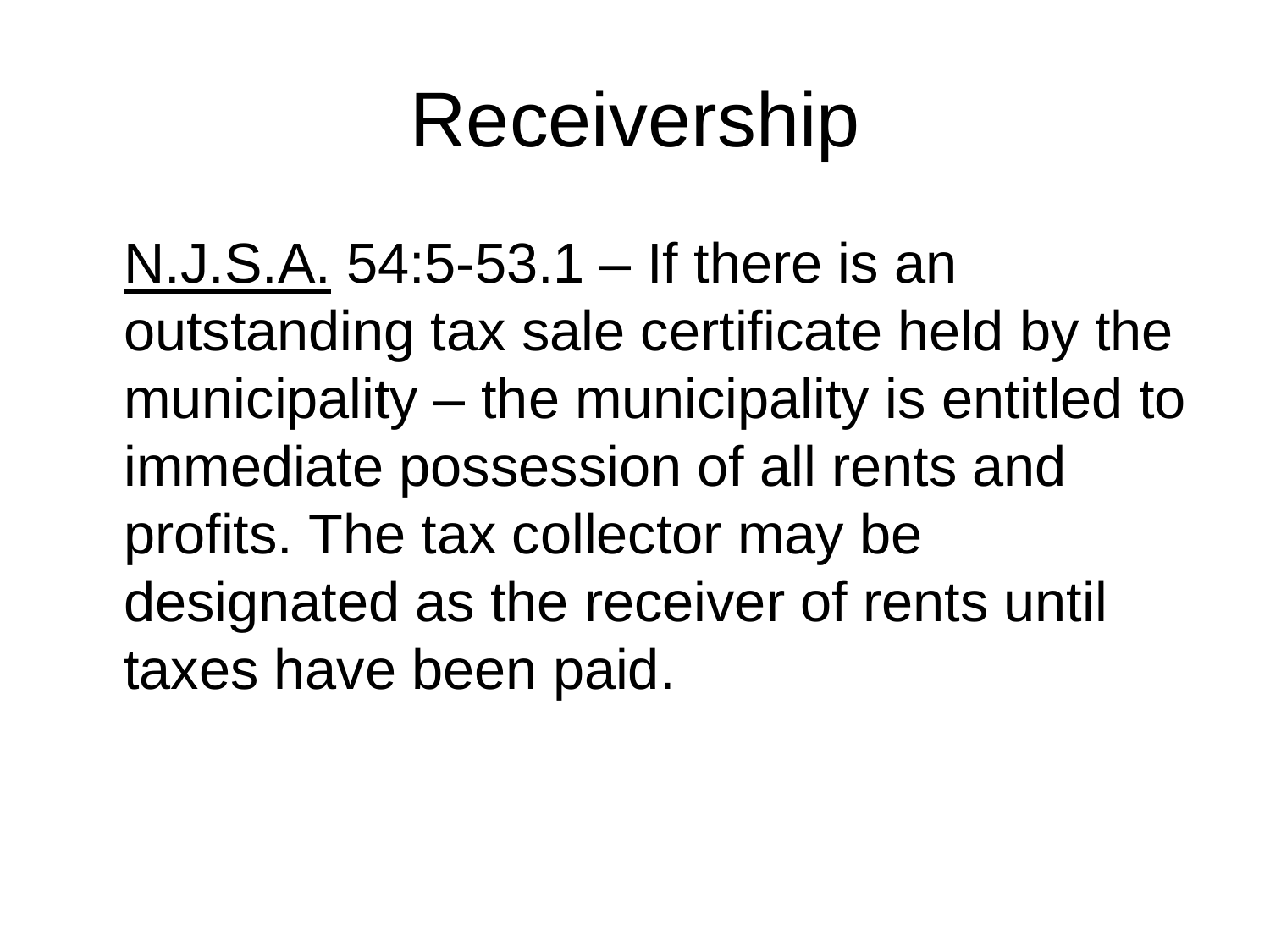# Receivership

N.J.S.A. 54:5-53.1 – If there is an outstanding tax sale certificate held by the municipality – the municipality is entitled to immediate possession of all rents and profits. The tax collector may be designated as the receiver of rents until taxes have been paid.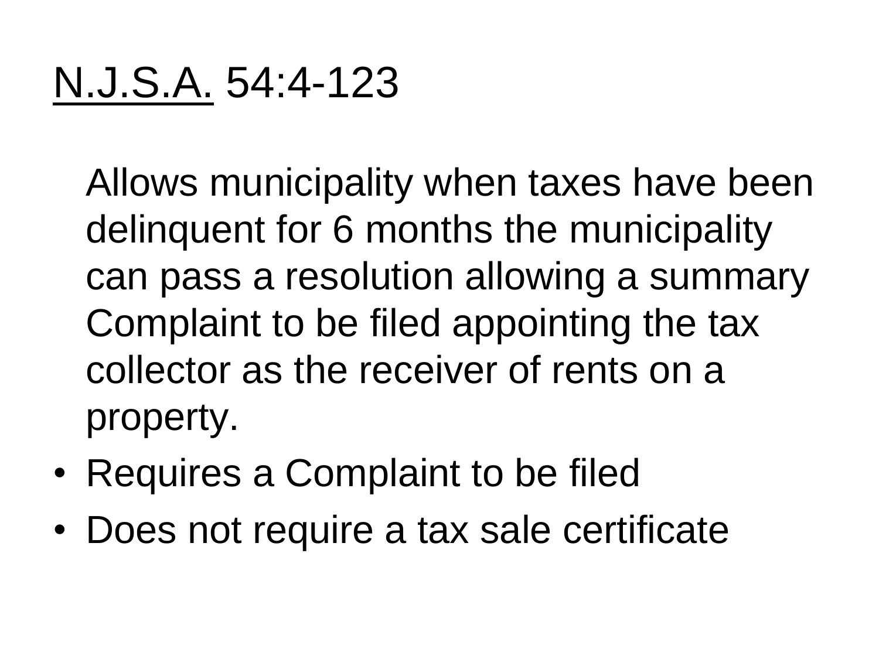# <u>N.J.S.A.</u> 54:4-123

Allows municipality when taxes have been delinquent for 6 months the municipality can pass a resolution allowing a summary Complaint to be filed appointing the tax collector as the receiver of rents on a property.

- Requires a Complaint to be filed
- Does not require a tax sale certificate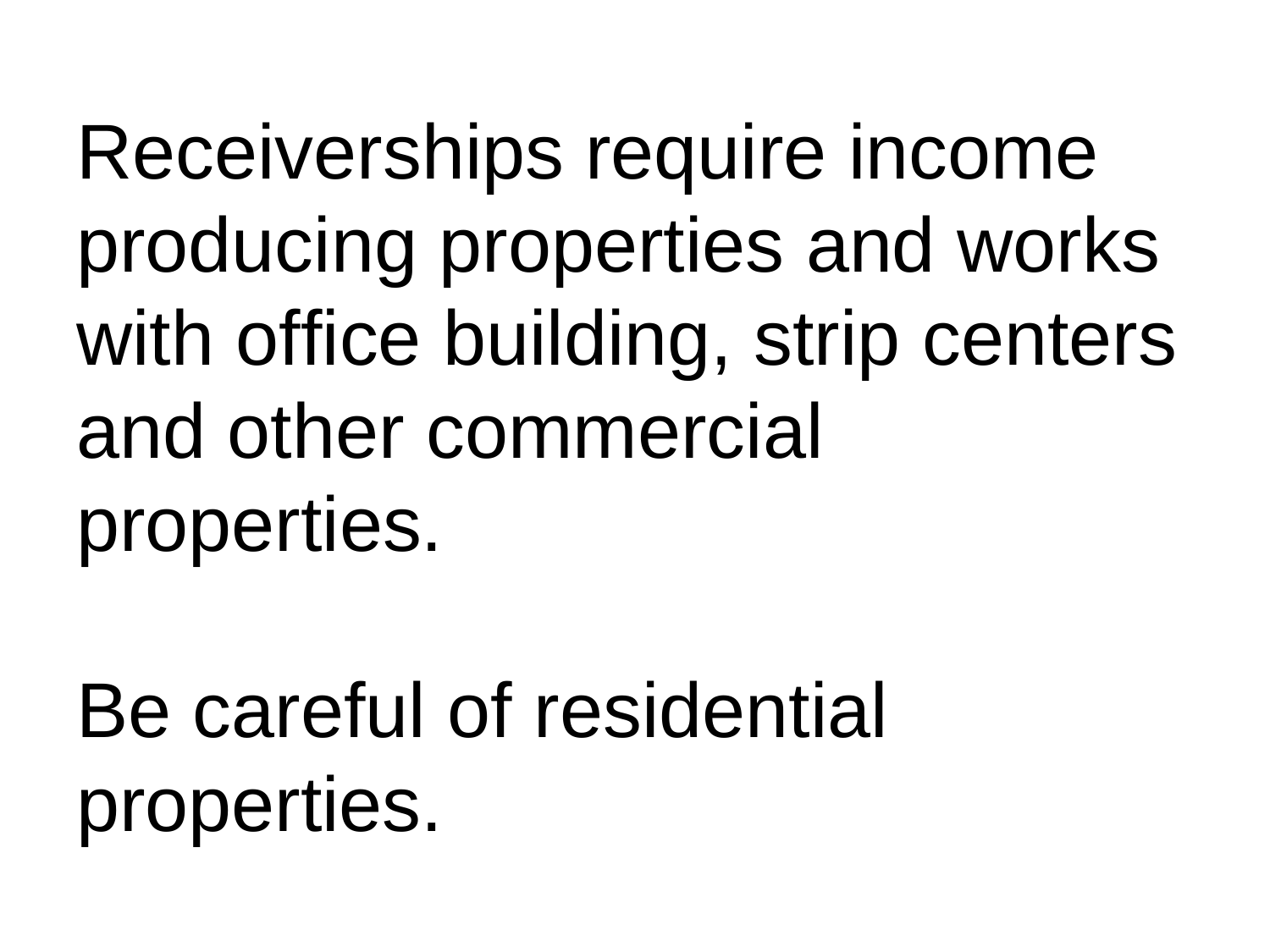Receiverships require income producing properties and works with office building, strip centers and other commercial properties.

Be careful of residential properties.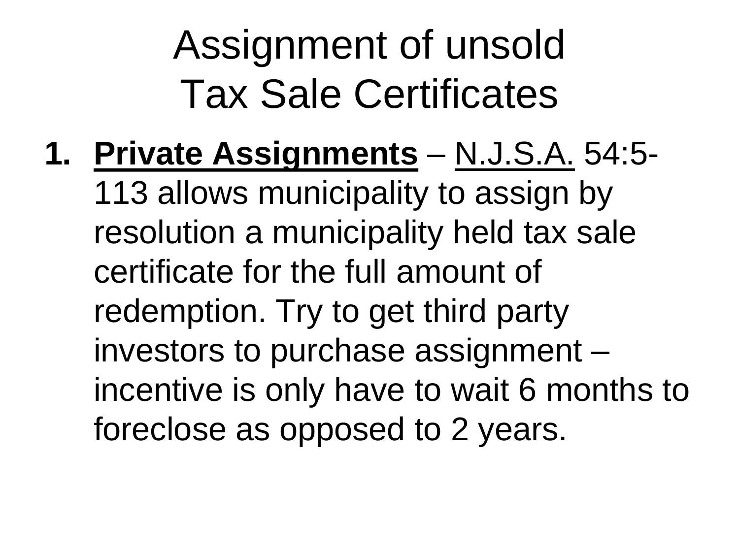# Assignment of unsold Tax Sale Certificates

1. **Private Assignments** – N.J.S.A. 54:5-113 allows municipality to assign by resolution a municipality held tax sale certificate for the full amount of redemption. Try to get third party investors to purchase assignment – incentive is only have to wait 6 months to foreclose as opposed to 2 years.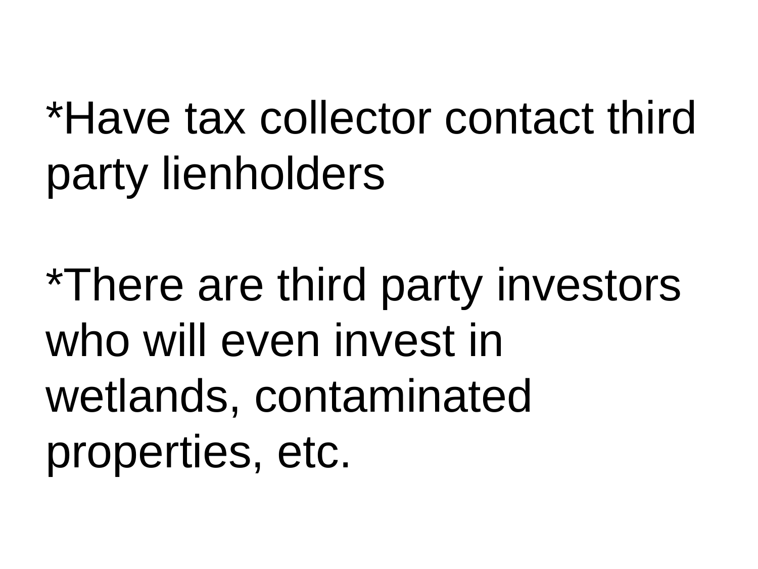*Have tax collector contact third party lienholders

*There are third party investors who will even invest in wetlands, contaminated properties, etc.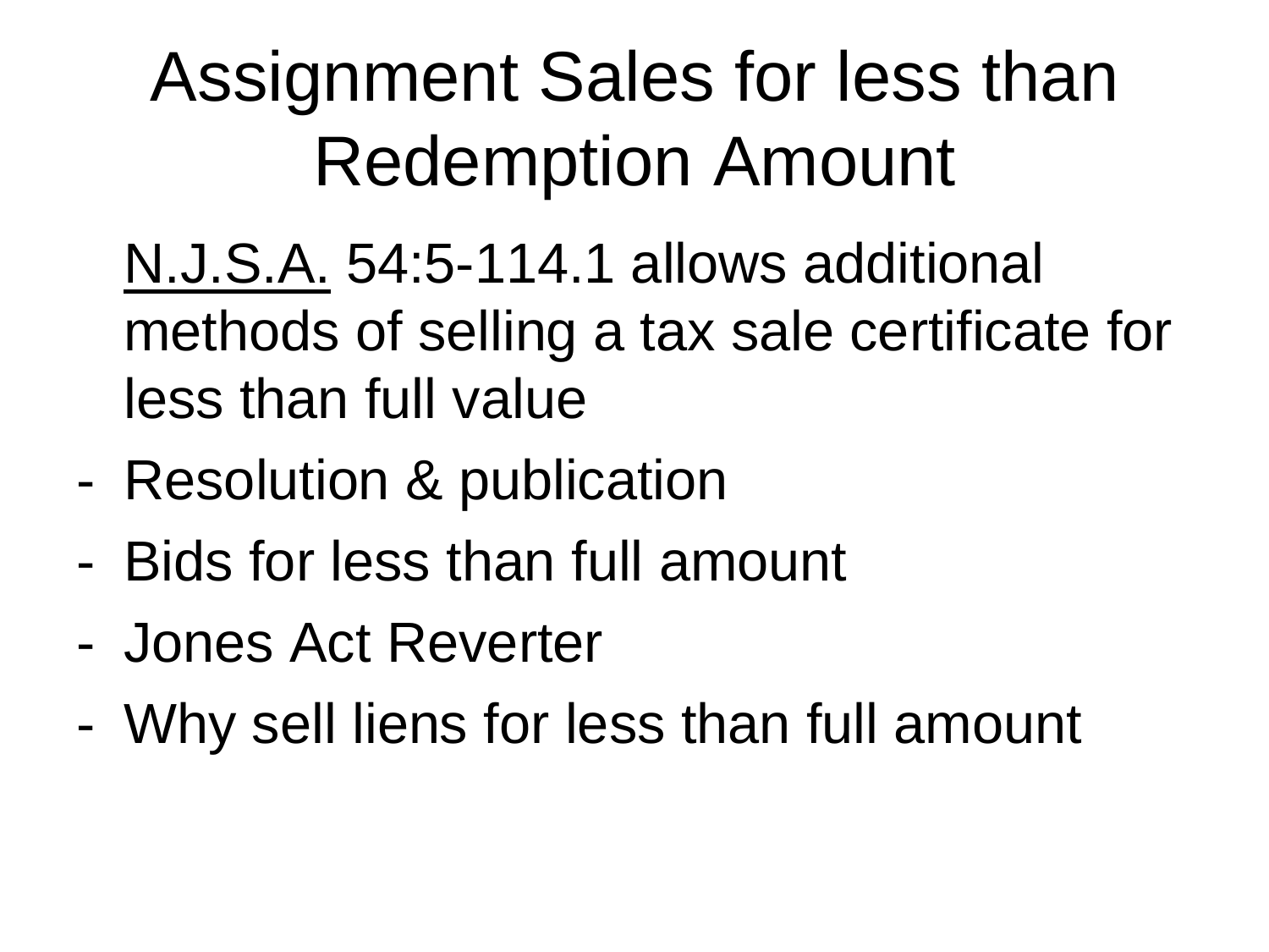# Assignment Sales for less than Redemption Amount

N.J.S.A. 54:5-114.1 allows additional methods of selling a tax sale certificate for less than full value

- Resolution & publication
- Bids for less than full amount
- Jones Act Reverter
- Why sell liens for less than full amount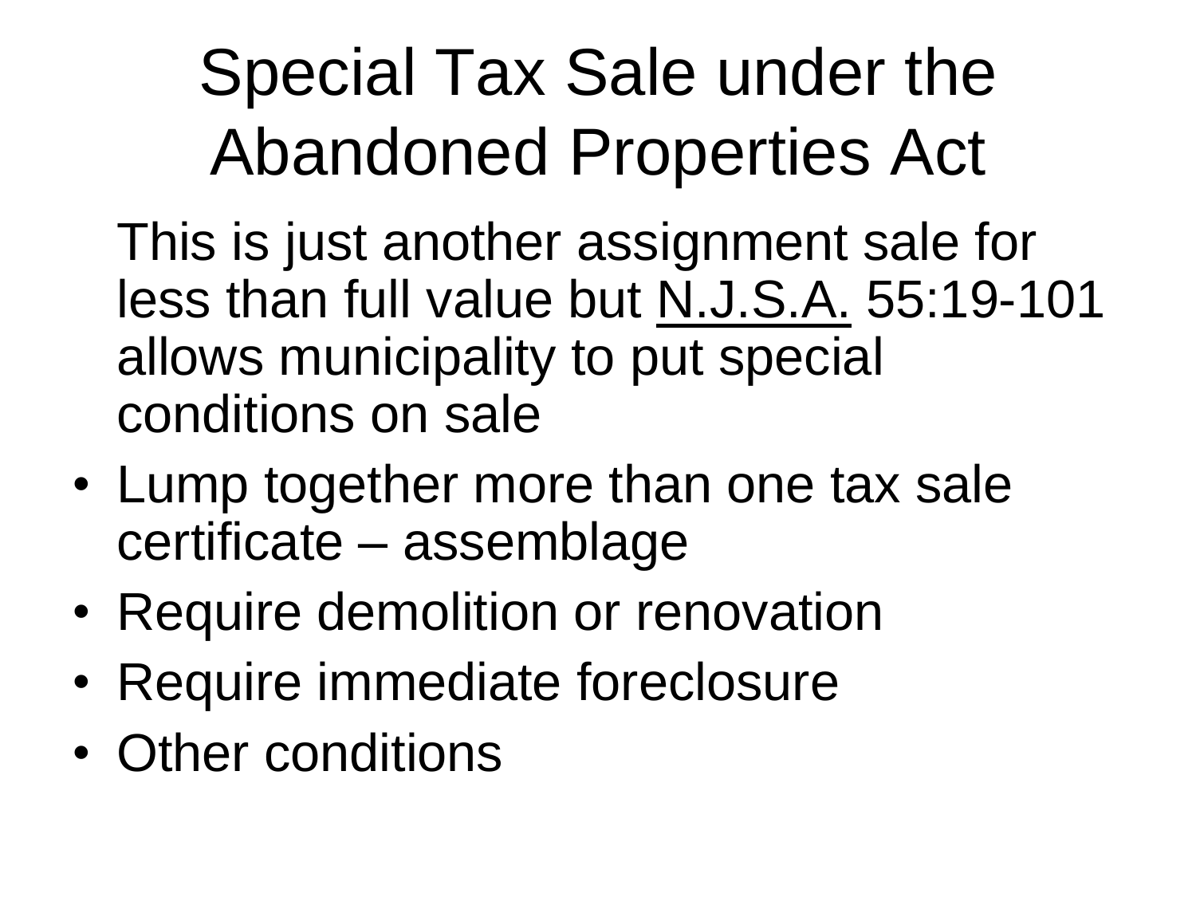# Special Tax Sale under the Abandoned Properties Act

This is just another assignment sale for less than full value but N.J.S.A. 55:19-101 allows municipality to put special conditions on sale

- Lump together more than one tax sale certificate – assemblage
- Require demolition or renovation
- Require immediate foreclosure
- Other conditions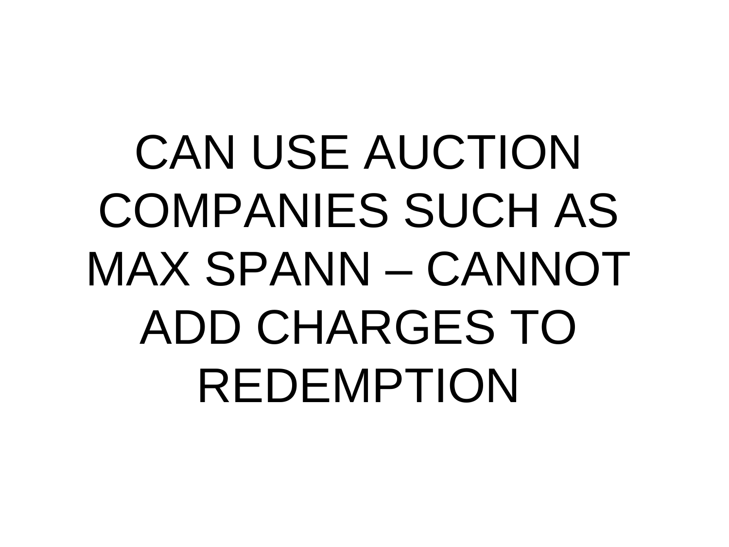CAN USE AUCTION COMPANIES SUCH AS MAX SPANN – CANNOT ADD CHARGES TO REDEMPTION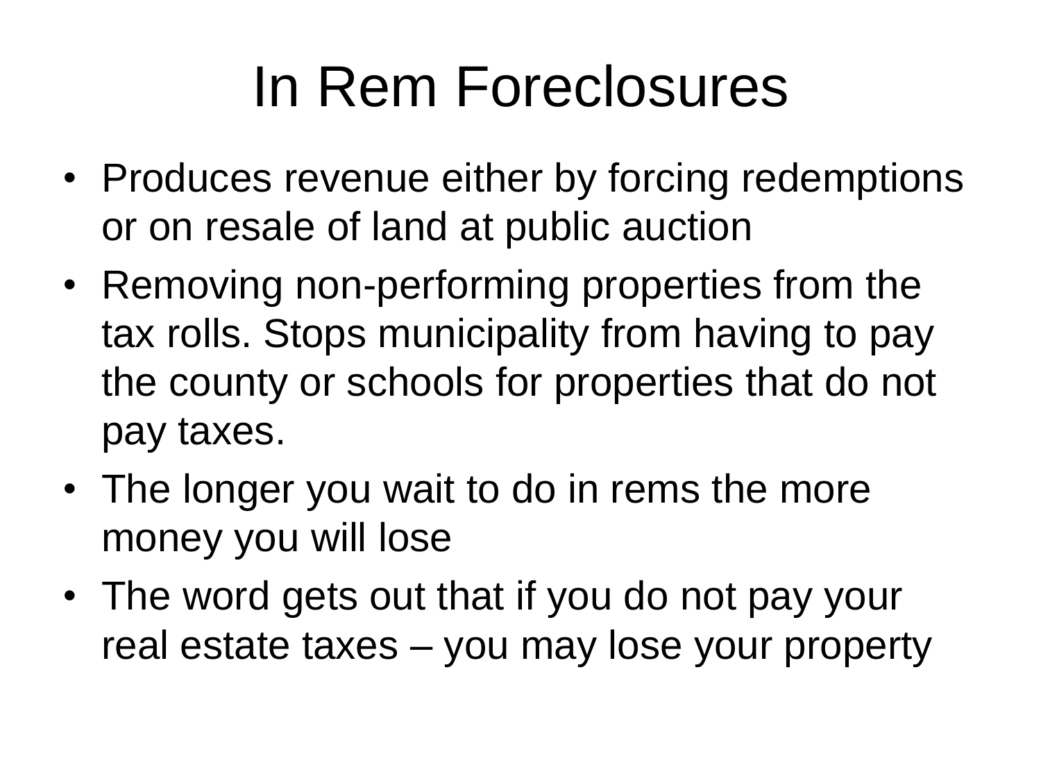# In Rem Foreclosures

- Produces revenue either by forcing redemptions or on resale of land at public auction
- Removing non-performing properties from the tax rolls. Stops municipality from having to pay the county or schools for properties that do not pay taxes.
- The longer you wait to do in rems the more money you will lose
- The word gets out that if you do not pay your real estate taxes – you may lose your property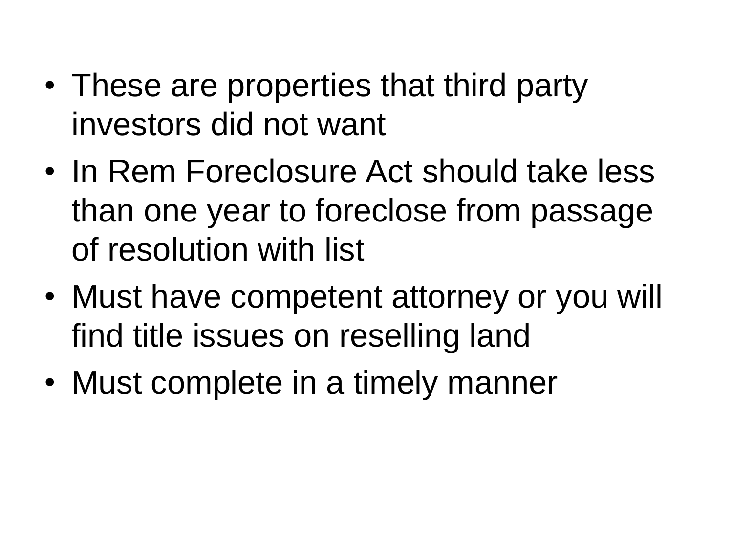- These are properties that third party investors did not want
- In Rem Foreclosure Act should take less than one year to foreclose from passage of resolution with list
- Must have competent attorney or you will find title issues on reselling land
- Must complete in a timely manner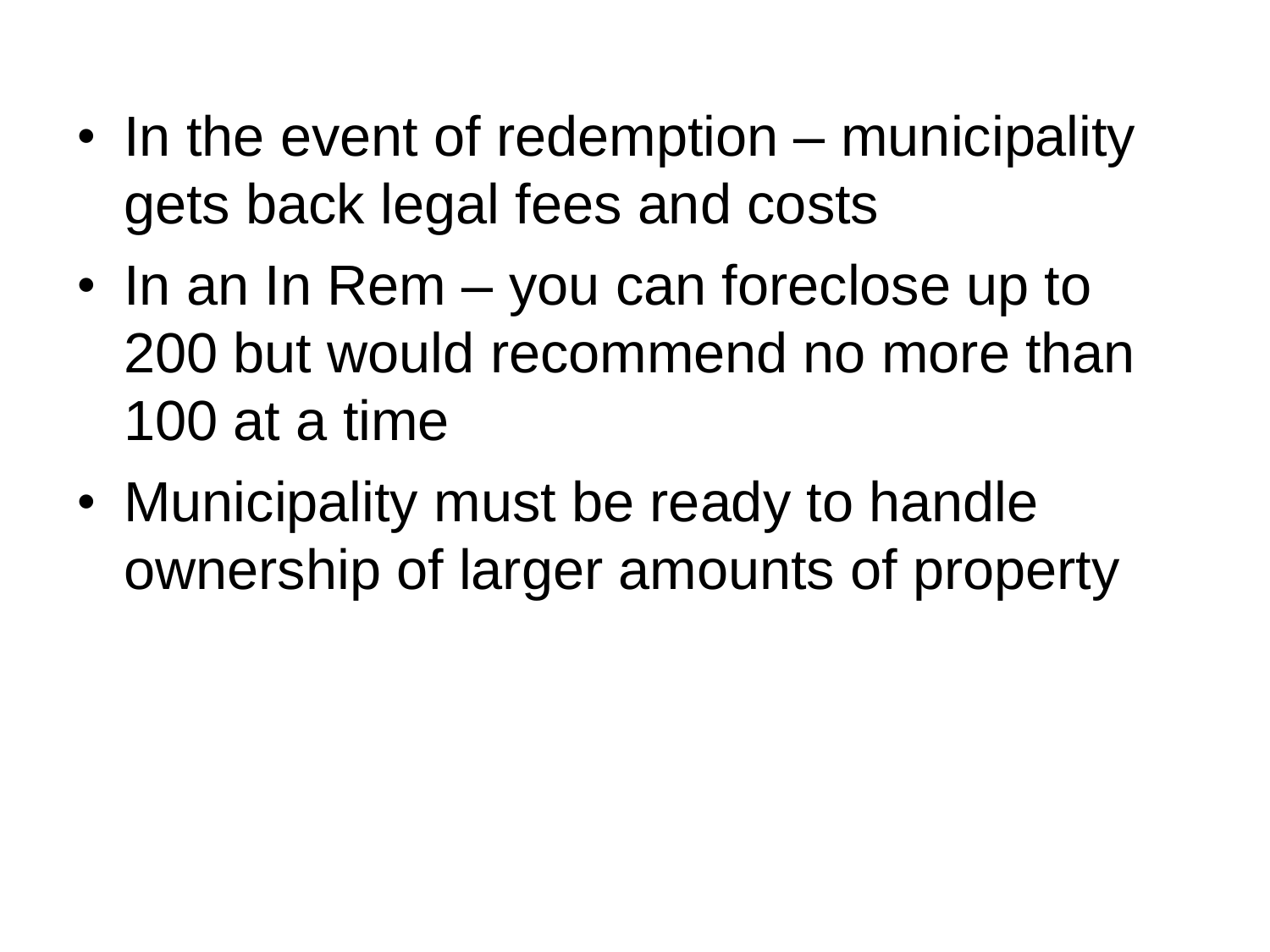- In the event of redemption – municipality gets back legal fees and costs
- In an In Rem – you can foreclose up to 200 but would recommend no more than 100 at a time
- Municipality must be ready to handle ownership of larger amounts of property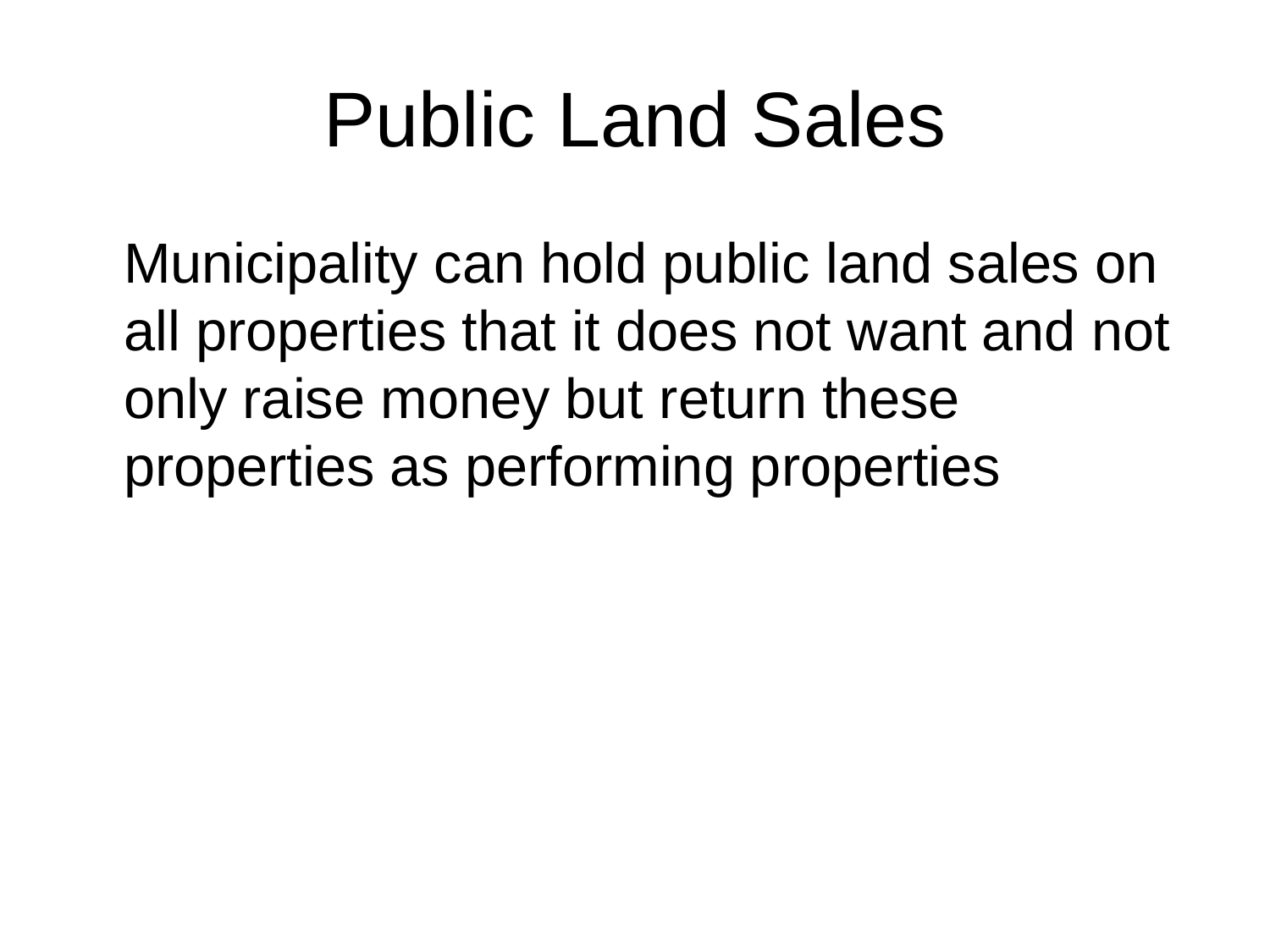# Public Land Sales

Municipality can hold public land sales on all properties that it does not want and not only raise money but return these properties as performing properties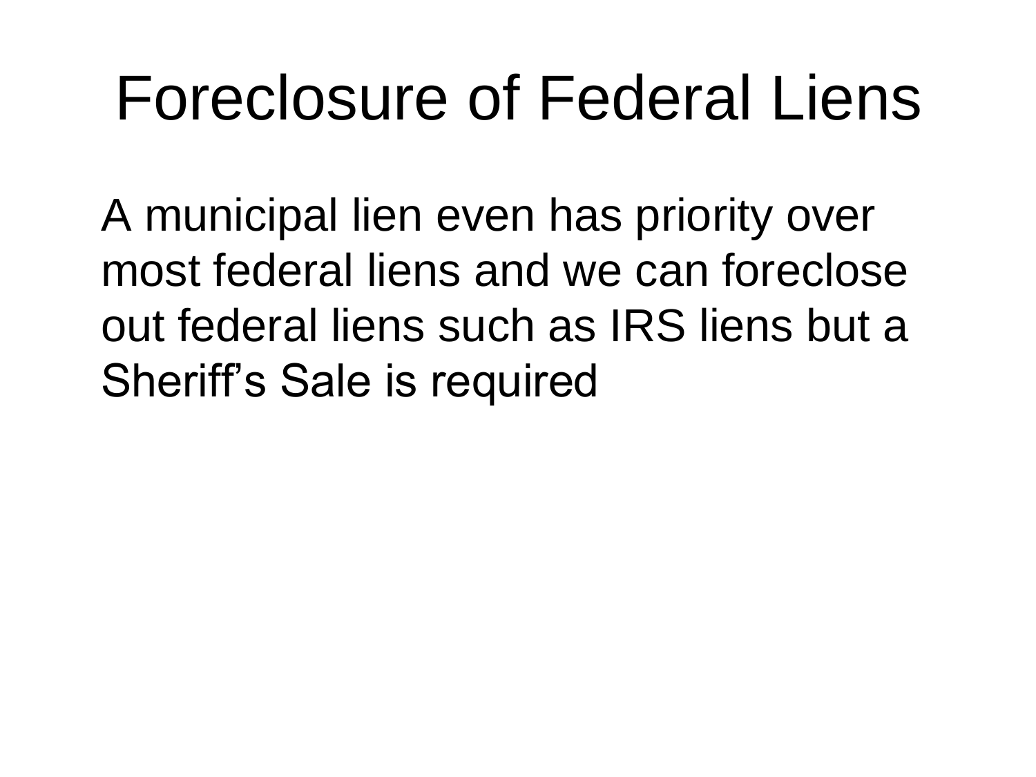# Foreclosure of Federal Liens

A municipal lien even has priority over most federal liens and we can foreclose out federal liens such as IRS liens but a Sheriff's Sale is required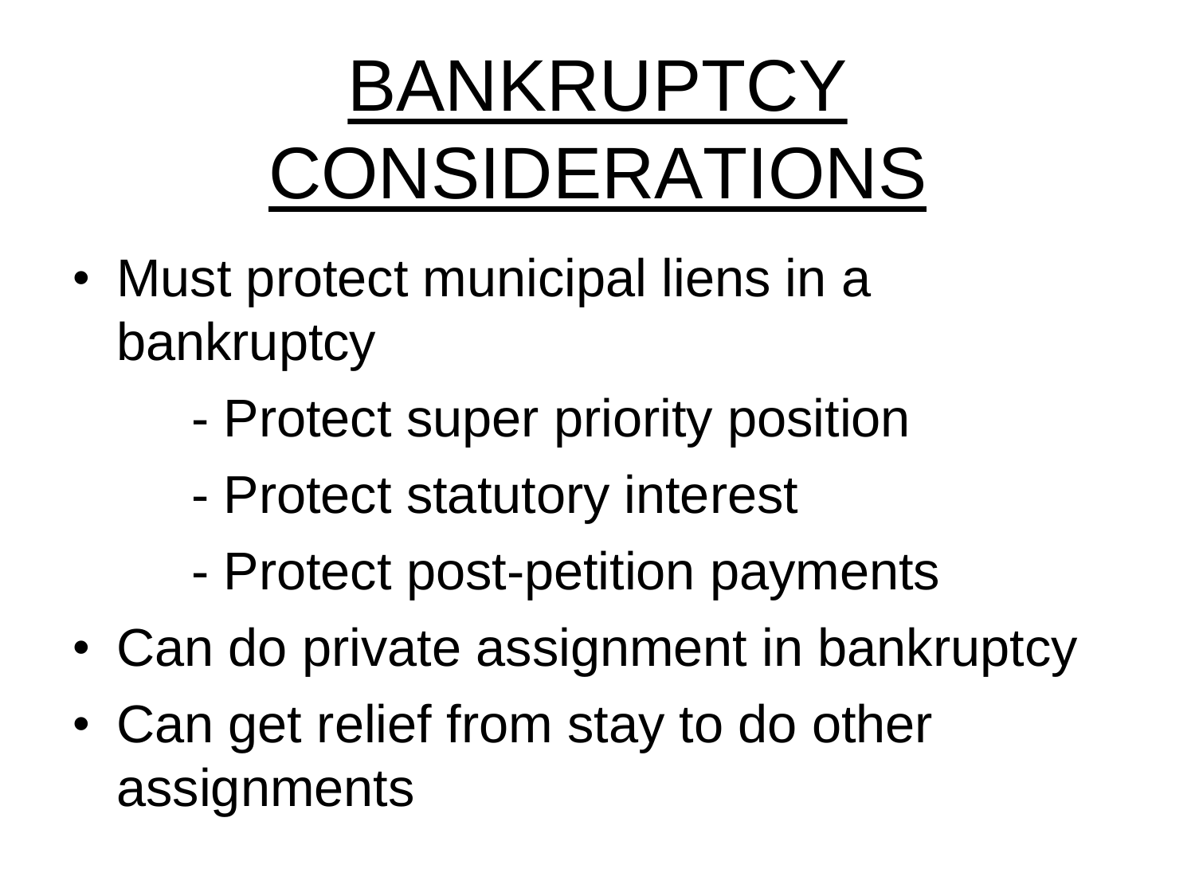# BANKRUPTCY CONSIDERATIONS

- Must protect municipal liens in a bankruptcy
  - Protect super priority position
  - Protect statutory interest
  - Protect post-petition payments
- Can do private assignment in bankruptcy
- Can get relief from stay to do other assignments